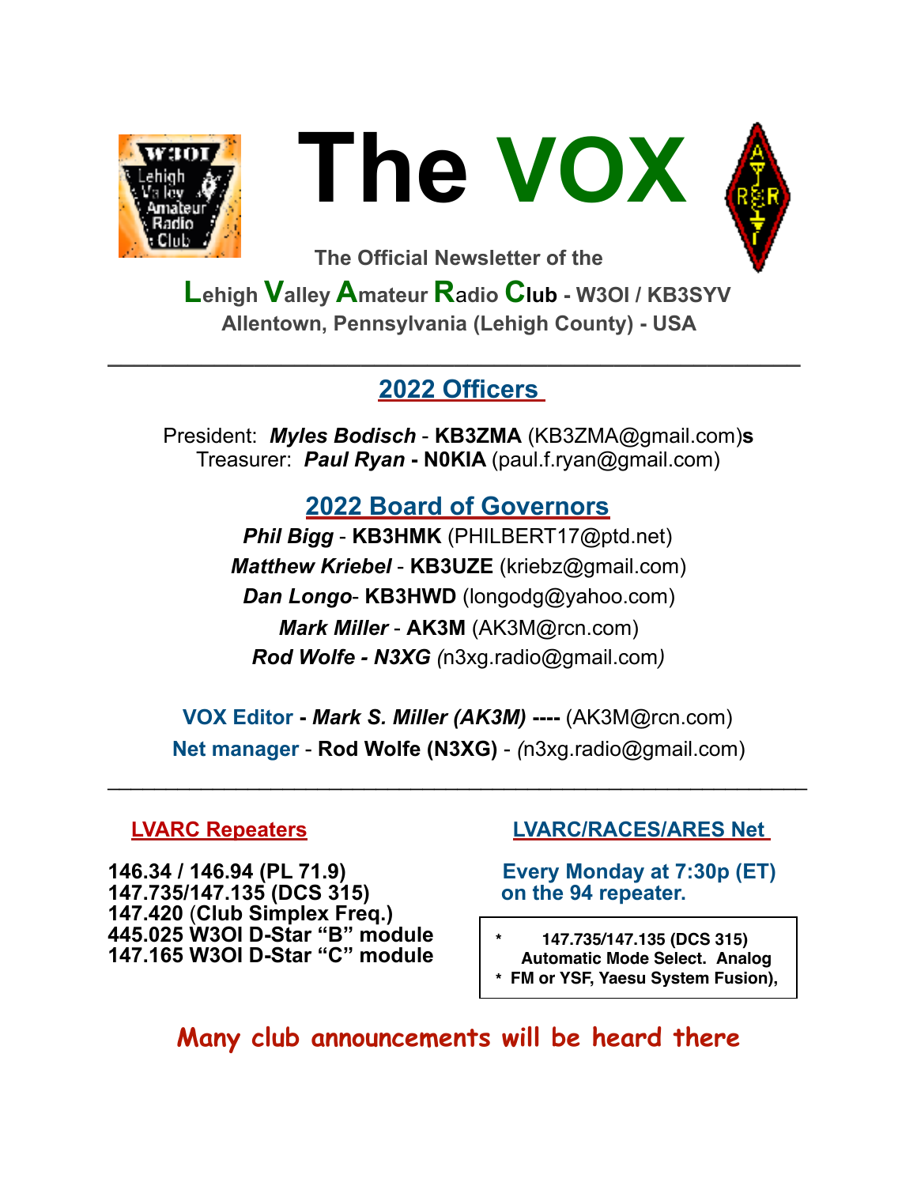# The VOX

The Official Newsletter of the

**Lehigh Valley Amateur Radio Club - W3OI / KB3SYV**

**Allentown, Pennsylvania (Lehigh County) - USA**

---

## 2022 Officers

President: ***Myles Bodisch*** - **KB3ZMA** (KB3ZMA@gmail.com)**s**
Treasurer: ***Paul Ryan*** **- N0KIA** (paul.f.ryan@gmail.com)

## 2022 Board of Governors

***Phil Bigg*** - **KB3HMK** (PHILBERT17@ptd.net)

***Matthew Kriebel*** - **KB3UZE** (kriebz@gmail.com)

***Dan Longo***- **KB3HWD** (longodg@yahoo.com)

***Mark Miller*** - **AK3M** (AK3M@rcn.com)

***Rod Wolfe - N3XG*** *(*n3xg.radio@gmail.com*)*

**VOX Editor** **-** ***Mark S. Miller (AK3M)*** **----** (AK3M@rcn.com)

**Net manager** - **Rod Wolfe (N3XG)** - *(*n3xg.radio@gmail.com)

---

### LVARC Repeaters

**146.34 / 146.94 (PL 71.9)**
**147.735/147.135 (DCS 315)**
**147.420 (Club Simplex Freq.)**
**445.025 W3OI D-Star "B" module**
**147.165 W3OI D-Star "C" module**

### LVARC/RACES/ARES Net

**Every Monday at 7:30p (ET) on the 94 repeater.**

**\* 147.735/147.135 (DCS 315) Automatic Mode Select. Analog**
**\* FM or YSF, Yaesu System Fusion),**

**Many club announcements will be heard there**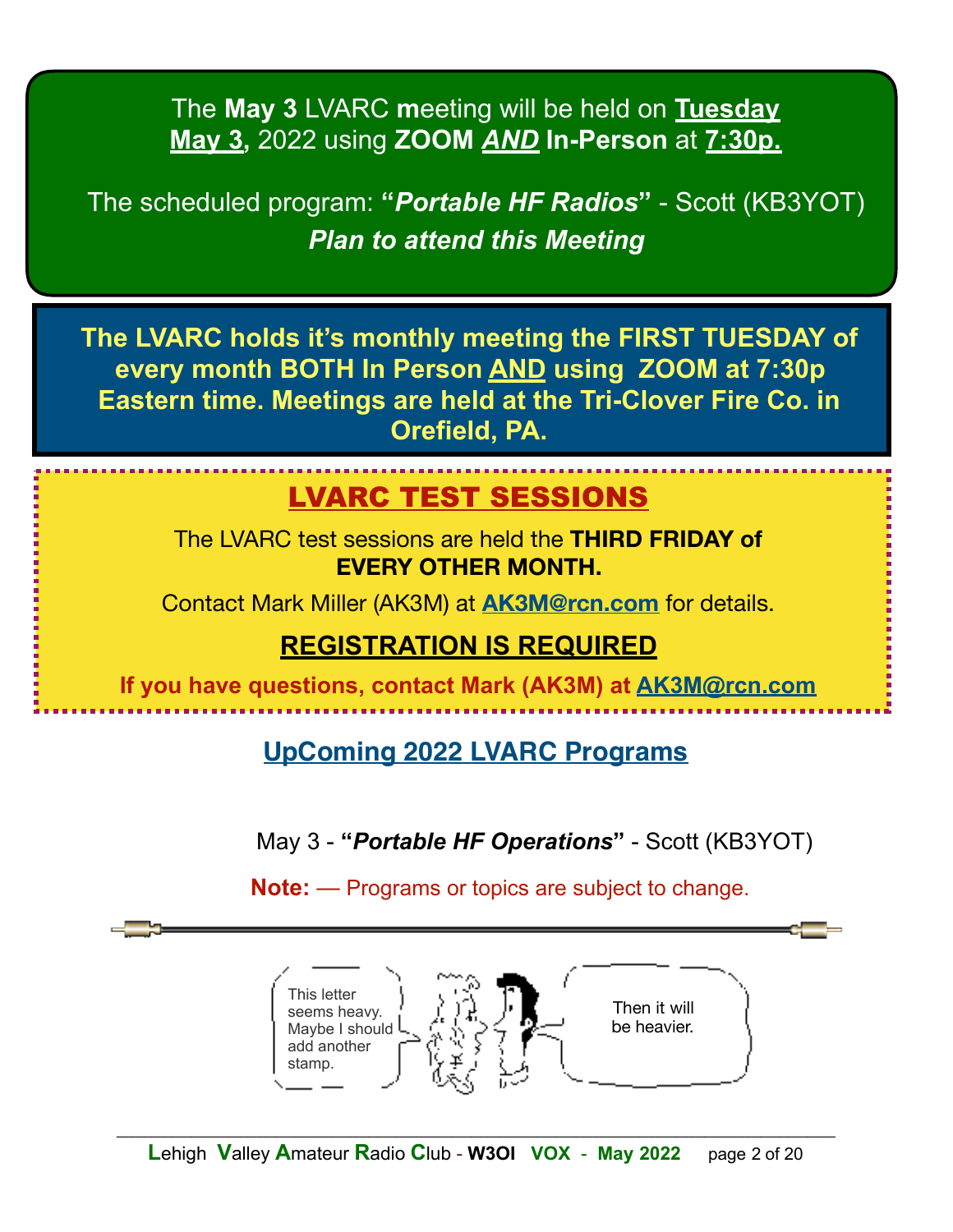The **May 3** LVARC **m**eeting will be held on **Tuesday May 3**, 2022 using **ZOOM *AND* In-Person** at **7:30p.**

The scheduled program: **"*Portable HF Radios*"** - Scott (KB3YOT)

***Plan to attend this Meeting***

**The LVARC holds it's monthly meeting the FIRST TUESDAY of every month BOTH In Person AND using ZOOM at 7:30p Eastern time. Meetings are held at the Tri-Clover Fire Co. in Orefield, PA.**

## LVARC TEST SESSIONS

The LVARC test sessions are held the **THIRD FRIDAY of EVERY OTHER MONTH.**

Contact Mark Miller (AK3M) at **AK3M@rcn.com** for details.

**REGISTRATION IS REQUIRED**

**If you have questions, contact Mark (AK3M) at AK3M@rcn.com**

## UpComing 2022 LVARC Programs

May 3 - **"*Portable HF Operations*"** - Scott (KB3YOT)

**Note:** — Programs or topics are subject to change.

This letter seems heavy. Maybe I should add another stamp.

Then it will be heavier.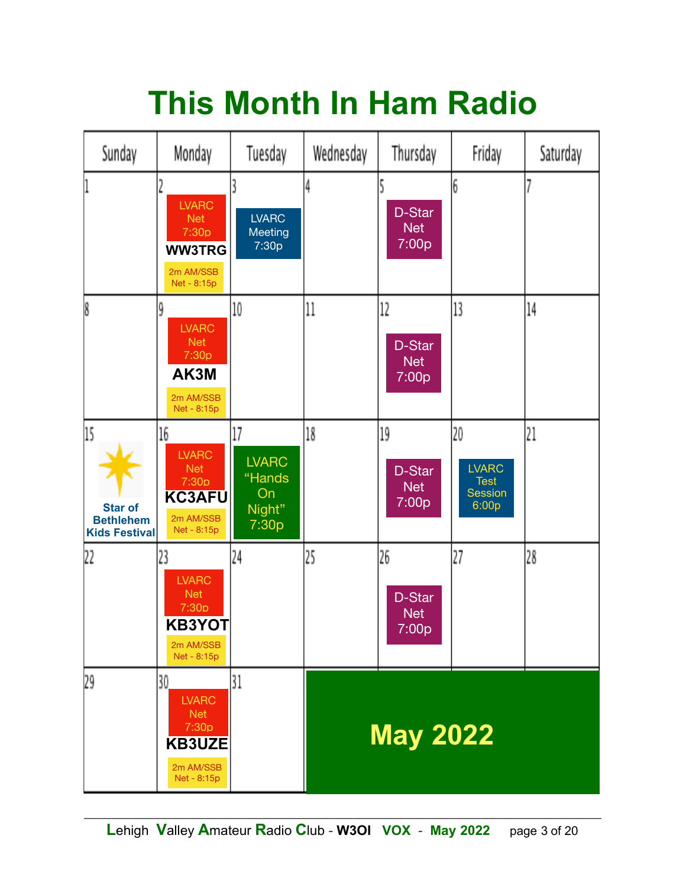# This Month In Ham Radio

| Sunday | Monday | Tuesday | Wednesday | Thursday | Friday | Saturday |
|---|---|---|---|---|---|---|
| 1 | 2 LVARC Net 7:30p **WW3TRG** 2m AM/SSB Net - 8:15p | 3 LVARC Meeting 7:30p | 4 | 5 D-Star Net 7:00p | 6 | 7 |
| 8 | 9 LVARC Net 7:30p **AK3M** 2m AM/SSB Net - 8:15p | 10 | 11 | 12 D-Star Net 7:00p | 13 | 14 |
| 15 Star of Bethlehem Kids Festival | 16 LVARC Net 7:30p **KC3AFU** 2m AM/SSB Net - 8:15p | 17 LVARC "Hands On Night" 7:30p | 18 | 19 D-Star Net 7:00p | 20 LVARC Test Session 6:00p | 21 |
| 22 | 23 LVARC Net 7:30p **KB3YOT** 2m AM/SSB Net - 8:15p | 24 | 25 | 26 D-Star Net 7:00p | 27 | 28 |
| 29 | 30 LVARC Net 7:30p **KB3UZE** 2m AM/SSB Net - 8:15p | 31 | **May 2022** | | | |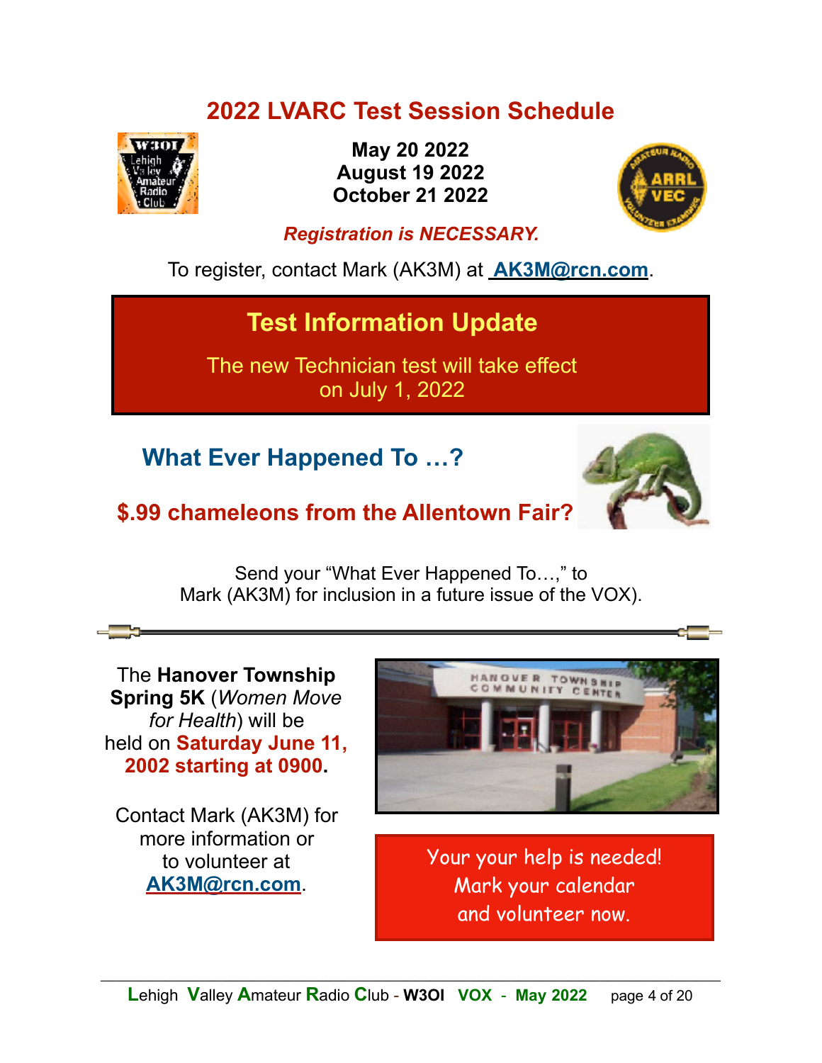## 2022 LVARC Test Session Schedule

**May 20 2022**
**August 19 2022**
**October 21 2022**

***Registration is NECESSARY.***

To register, contact Mark (AK3M) at AK3M@rcn.com.

### Test Information Update

The new Technician test will take effect on July 1, 2022

## What Ever Happened To …?

### $.99 chameleons from the Allentown Fair?

Send your "What Ever Happened To…," to Mark (AK3M) for inclusion in a future issue of the VOX).

---

The **Hanover Township Spring 5K** (*Women Move for Health*) will be held on **Saturday June 11, 2002 starting at 0900.**

Contact Mark (AK3M) for more information or to volunteer at AK3M@rcn.com.

Your your help is needed!
Mark your calendar
and volunteer now.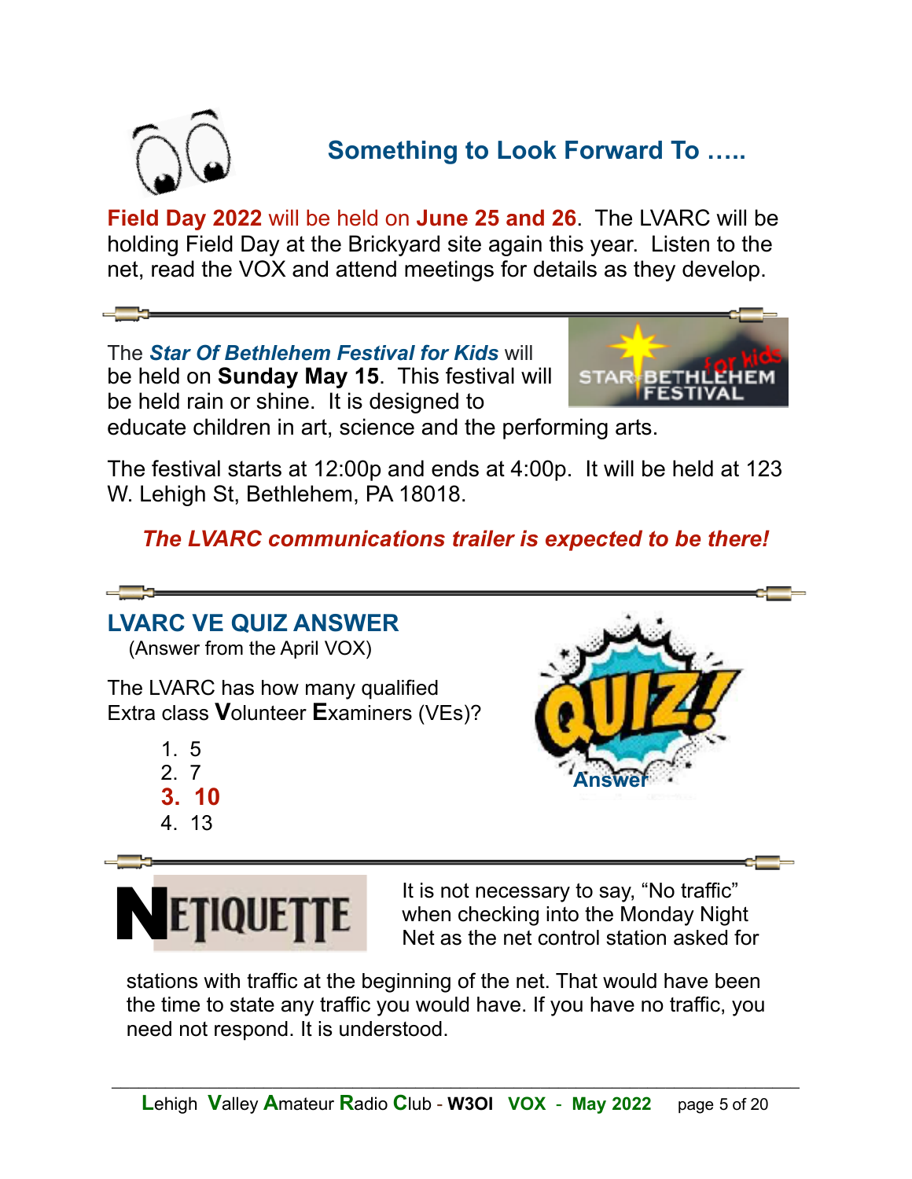## Something to Look Forward To …..

**Field Day 2022** will be held on **June 25 and 26**. The LVARC will be holding Field Day at the Brickyard site again this year. Listen to the net, read the VOX and attend meetings for details as they develop.

The ***Star Of Bethlehem Festival for Kids*** will be held on **Sunday May 15**. This festival will be held rain or shine. It is designed to educate children in art, science and the performing arts.

The festival starts at 12:00p and ends at 4:00p. It will be held at 123 W. Lehigh St, Bethlehem, PA 18018.

***The LVARC communications trailer is expected to be there!***

## LVARC VE QUIZ ANSWER

(Answer from the April VOX)

The LVARC has how many qualified Extra class **V**olunteer **E**xaminers (VEs)?

1. 5
2. 7
3. **10**
4. 13

## NETIQUETTE

It is not necessary to say, "No traffic" when checking into the Monday Night Net as the net control station asked for stations with traffic at the beginning of the net. That would have been the time to state any traffic you would have. If you have no traffic, you need not respond. It is understood.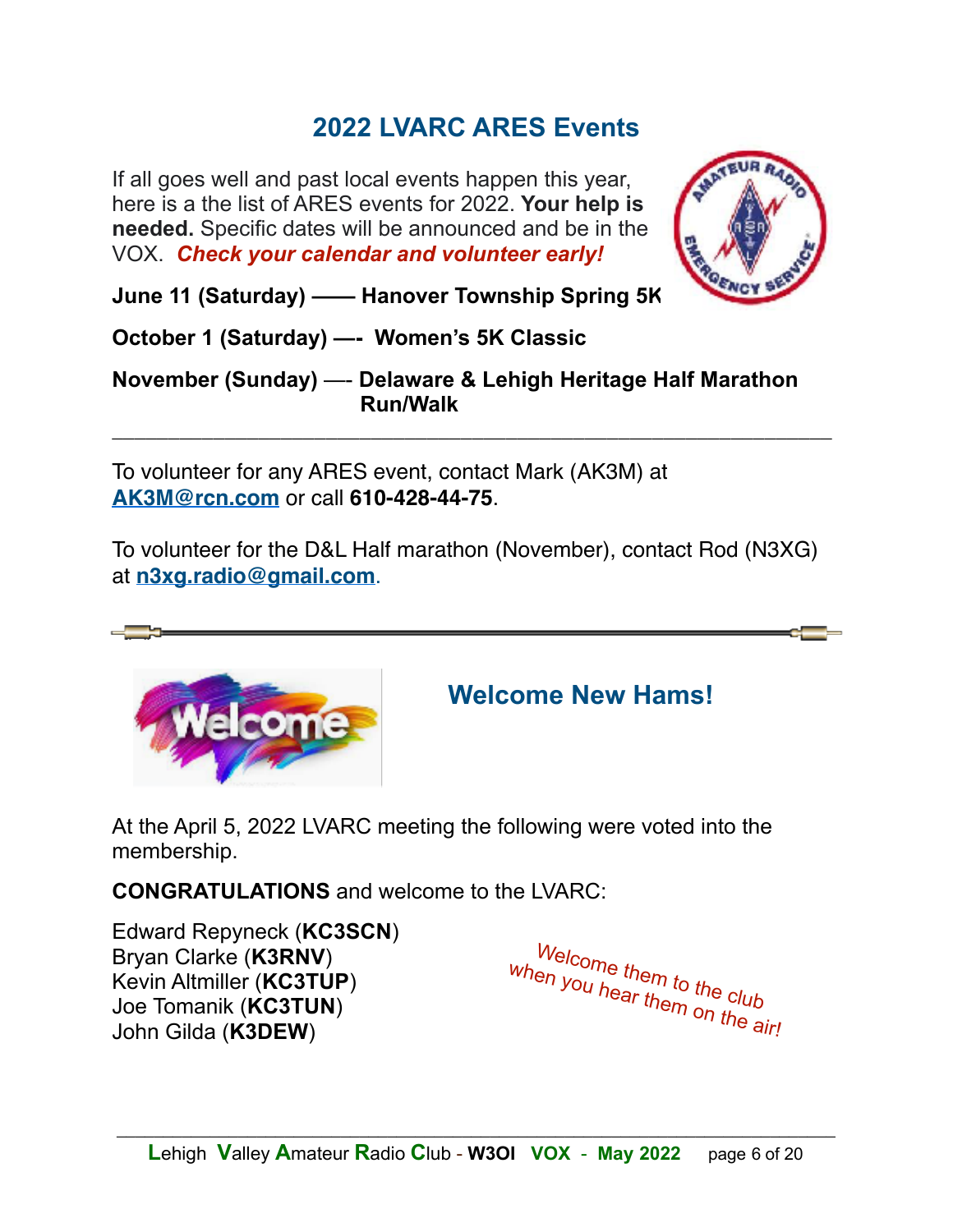## 2022 LVARC ARES Events

If all goes well and past local events happen this year, here is a the list of ARES events for 2022. **Your help is needed.** Specific dates will be announced and be in the VOX. ***Check your calendar and volunteer early!***

**June 11 (Saturday) —— Hanover Township Spring 5K**

**October 1 (Saturday) —- Women's 5K Classic**

**November (Sunday) —- Delaware & Lehigh Heritage Half Marathon Run/Walk**

---

To volunteer for any ARES event, contact Mark (AK3M) at **AK3M@rcn.com** or call **610-428-44-75**.

To volunteer for the D&L Half marathon (November), contact Rod (N3XG) at **n3xg.radio@gmail.com**.

---

## Welcome New Hams!

At the April 5, 2022 LVARC meeting the following were voted into the membership.

**CONGRATULATIONS** and welcome to the LVARC:

Edward Repyneck (**KC3SCN**)
Bryan Clarke (**K3RNV**)
Kevin Altmiller (**KC3TUP**)
Joe Tomanik (**KC3TUN**)
John Gilda (**K3DEW**)

*Welcome them to the club when you hear them on the air!*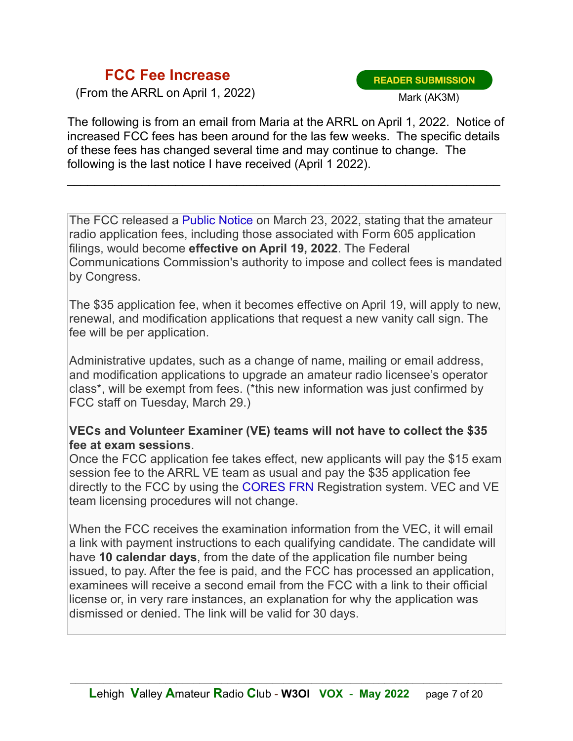## FCC Fee Increase

(From the ARRL on April 1, 2022)

**READER SUBMISSION**

Mark (AK3M)

The following is from an email from Maria at the ARRL on April 1, 2022. Notice of increased FCC fees has been around for the las few weeks. The specific details of these fees has changed several time and may continue to change. The following is the last notice I have received (April 1 2022).

---

The FCC released a Public Notice on March 23, 2022, stating that the amateur radio application fees, including those associated with Form 605 application filings, would become **effective on April 19, 2022**. The Federal Communications Commission's authority to impose and collect fees is mandated by Congress.

The $35 application fee, when it becomes effective on April 19, will apply to new, renewal, and modification applications that request a new vanity call sign. The fee will be per application.

Administrative updates, such as a change of name, mailing or email address, and modification applications to upgrade an amateur radio licensee's operator class*, will be exempt from fees. (*this new information was just confirmed by FCC staff on Tuesday, March 29.)

**VECs and Volunteer Examiner (VE) teams will not have to collect the $35 fee at exam sessions**.
Once the FCC application fee takes effect, new applicants will pay the $15 exam session fee to the ARRL VE team as usual and pay the $35 application fee directly to the FCC by using the CORES FRN Registration system. VEC and VE team licensing procedures will not change.

When the FCC receives the examination information from the VEC, it will email a link with payment instructions to each qualifying candidate. The candidate will have **10 calendar days**, from the date of the application file number being issued, to pay. After the fee is paid, and the FCC has processed an application, examinees will receive a second email from the FCC with a link to their official license or, in very rare instances, an explanation for why the application was dismissed or denied. The link will be valid for 30 days.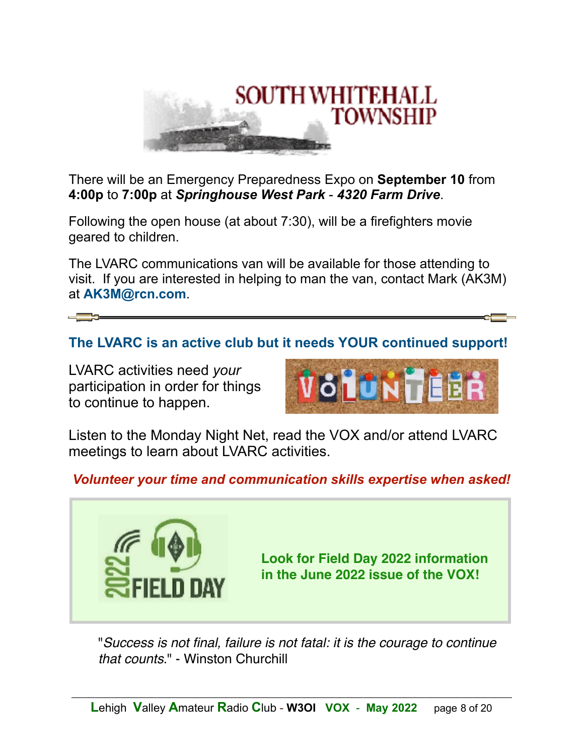SOUTH WHITEHALL TOWNSHIP

There will be an Emergency Preparedness Expo on **September 10** from **4:00p** to **7:00p** at ***Springhouse West Park*** - ***4320 Farm Drive***.

Following the open house (at about 7:30), will be a firefighters movie geared to children.

The LVARC communications van will be available for those attending to visit. If you are interested in helping to man the van, contact Mark (AK3M) at **AK3M@rcn.com**.

---

**The LVARC is an active club but it needs YOUR continued support!**

LVARC activities need *your* participation in order for things to continue to happen.

VOLUNTEER

Listen to the Monday Night Net, read the VOX and/or attend LVARC meetings to learn about LVARC activities.

***Volunteer your time and communication skills expertise when asked!***

2022 FIELD DAY

**Look for Field Day 2022 information in the June 2022 issue of the VOX!**

"*Success is not final, failure is not fatal: it is the courage to continue that counts*." - Winston Churchill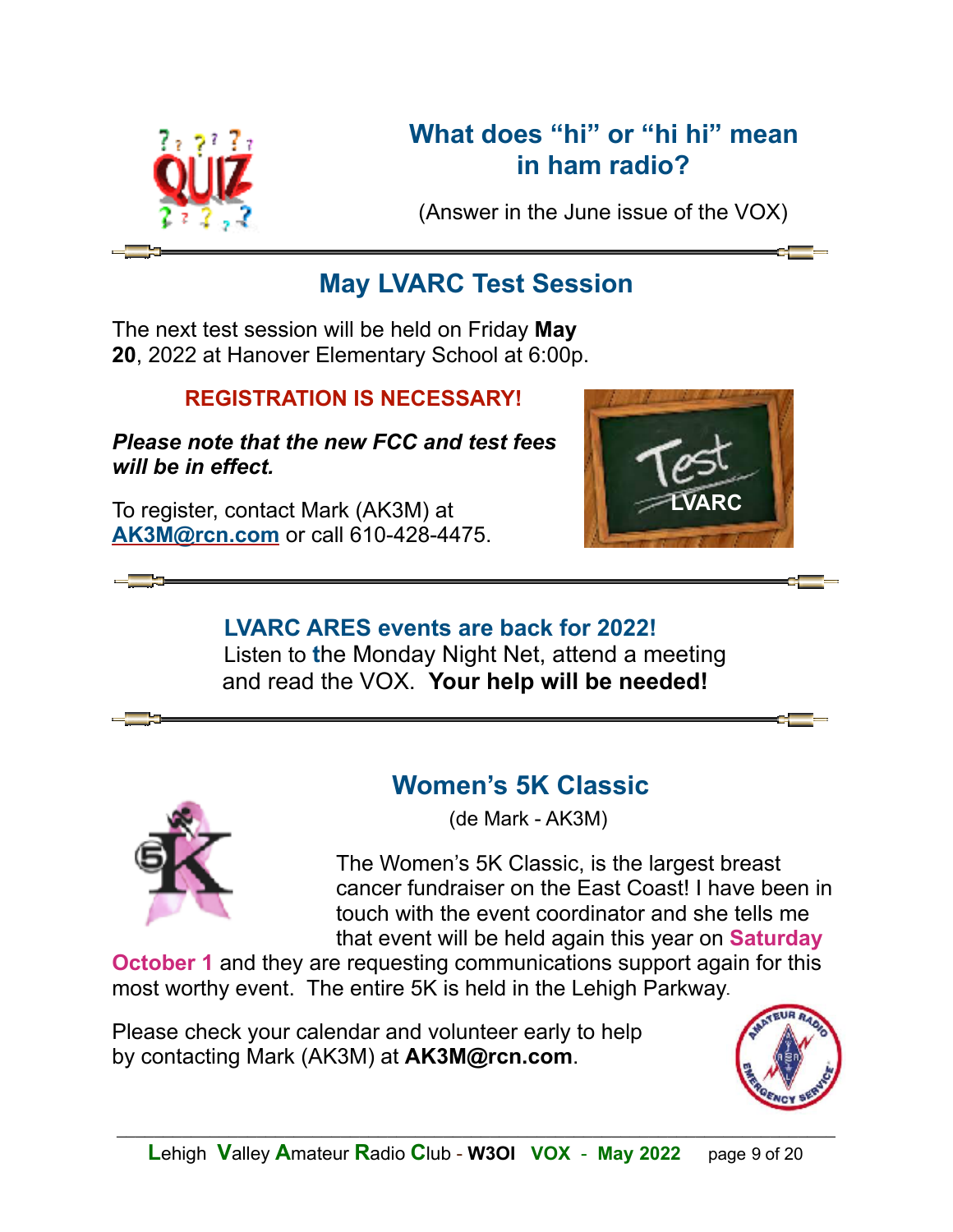## What does “hi” or “hi hi” mean in ham radio?

(Answer in the June issue of the VOX)

## May LVARC Test Session

The next test session will be held on Friday **May 20**, 2022 at Hanover Elementary School at 6:00p.

**REGISTRATION IS NECESSARY!**

***Please note that the new FCC and test fees will be in effect.***

To register, contact Mark (AK3M) at AK3M@rcn.com or call 610-428-4475.

**LVARC ARES events are back for 2022!**
Listen to the Monday Night Net, attend a meeting and read the VOX. **Your help will be needed!**

## Women’s 5K Classic

(de Mark - AK3M)

The Women’s 5K Classic, is the largest breast cancer fundraiser on the East Coast! I have been in touch with the event coordinator and she tells me that event will be held again this year on **Saturday October 1** and they are requesting communications support again for this most worthy event. The entire 5K is held in the Lehigh Parkway.

Please check your calendar and volunteer early to help by contacting Mark (AK3M) at **AK3M@rcn.com**.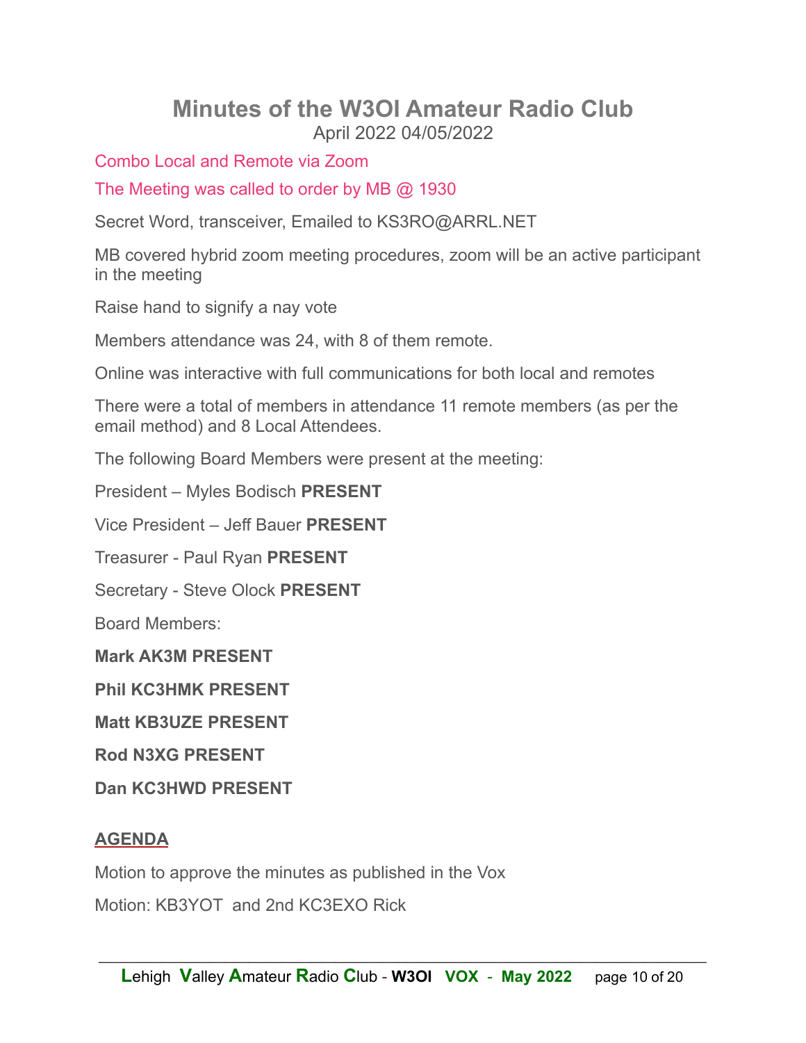# Minutes of the W3OI Amateur Radio Club

April 2022 04/05/2022

Combo Local and Remote via Zoom

The Meeting was called to order by MB @ 1930

Secret Word, transceiver, Emailed to KS3RO@ARRL.NET

MB covered hybrid zoom meeting procedures, zoom will be an active participant in the meeting

Raise hand to signify a nay vote

Members attendance was 24, with 8 of them remote.

Online was interactive with full communications for both local and remotes

There were a total of members in attendance 11 remote members (as per the email method) and 8 Local Attendees.

The following Board Members were present at the meeting:

President – Myles Bodisch **PRESENT**

Vice President – Jeff Bauer **PRESENT**

Treasurer - Paul Ryan **PRESENT**

Secretary - Steve Olock **PRESENT**

Board Members:

**Mark AK3M PRESENT**

**Phil KC3HMK PRESENT**

**Matt KB3UZE PRESENT**

**Rod N3XG PRESENT**

**Dan KC3HWD PRESENT**

## AGENDA

Motion to approve the minutes as published in the Vox

Motion: KB3YOT and 2nd KC3EXO Rick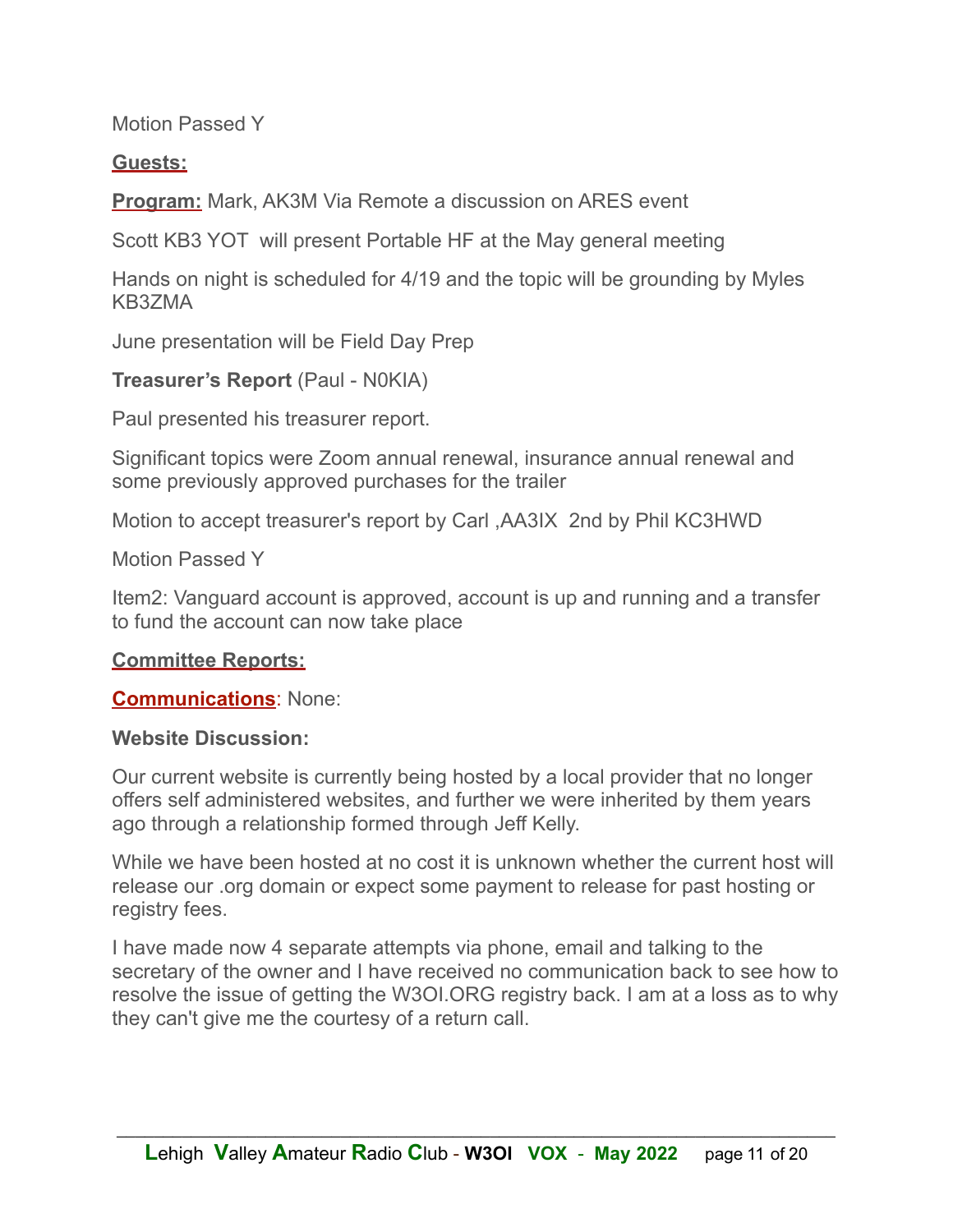Motion Passed Y

**Guests:**

**Program:** Mark, AK3M Via Remote a discussion on ARES event

Scott KB3 YOT  will present Portable HF at the May general meeting

Hands on night is scheduled for 4/19 and the topic will be grounding by Myles KB3ZMA

June presentation will be Field Day Prep

**Treasurer's Report** (Paul - N0KIA)

Paul presented his treasurer report.

Significant topics were Zoom annual renewal, insurance annual renewal and some previously approved purchases for the trailer

Motion to accept treasurer's report by Carl ,AA3IX  2nd by Phil KC3HWD

Motion Passed Y

Item2: Vanguard account is approved, account is up and running and a transfer to fund the account can now take place

**Committee Reports:**

**Communications**: None:

**Website Discussion:**

Our current website is currently being hosted by a local provider that no longer offers self administered websites, and further we were inherited by them years ago through a relationship formed through Jeff Kelly.

While we have been hosted at no cost it is unknown whether the current host will release our .org domain or expect some payment to release for past hosting or registry fees.

I have made now 4 separate attempts via phone, email and talking to the secretary of the owner and I have received no communication back to see how to resolve the issue of getting the W3OI.ORG registry back. I am at a loss as to why they can't give me the courtesy of a return call.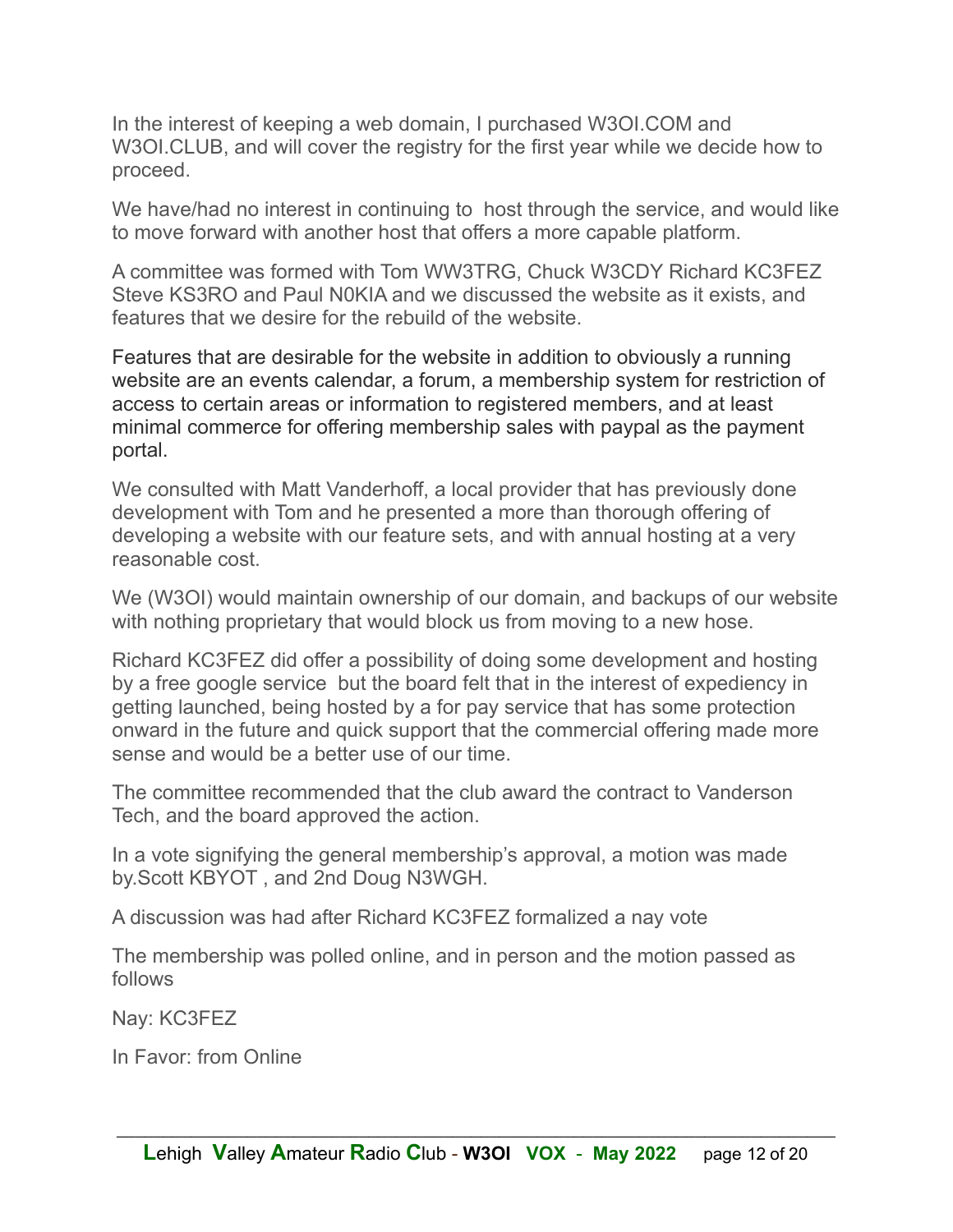In the interest of keeping a web domain, I purchased W3OI.COM and W3OI.CLUB, and will cover the registry for the first year while we decide how to proceed.

We have/had no interest in continuing to  host through the service, and would like to move forward with another host that offers a more capable platform.

A committee was formed with Tom WW3TRG, Chuck W3CDY Richard KC3FEZ Steve KS3RO and Paul N0KIA and we discussed the website as it exists, and features that we desire for the rebuild of the website.

Features that are desirable for the website in addition to obviously a running website are an events calendar, a forum, a membership system for restriction of access to certain areas or information to registered members, and at least minimal commerce for offering membership sales with paypal as the payment portal.

We consulted with Matt Vanderhoff, a local provider that has previously done development with Tom and he presented a more than thorough offering of developing a website with our feature sets, and with annual hosting at a very reasonable cost.

We (W3OI) would maintain ownership of our domain, and backups of our website with nothing proprietary that would block us from moving to a new hose.

Richard KC3FEZ did offer a possibility of doing some development and hosting by a free google service  but the board felt that in the interest of expediency in getting launched, being hosted by a for pay service that has some protection onward in the future and quick support that the commercial offering made more sense and would be a better use of our time.

The committee recommended that the club award the contract to Vanderson Tech, and the board approved the action.

In a vote signifying the general membership's approval, a motion was made by.Scott KBYOT , and 2nd Doug N3WGH.

A discussion was had after Richard KC3FEZ formalized a nay vote

The membership was polled online, and in person and the motion passed as follows

Nay: KC3FEZ

In Favor: from Online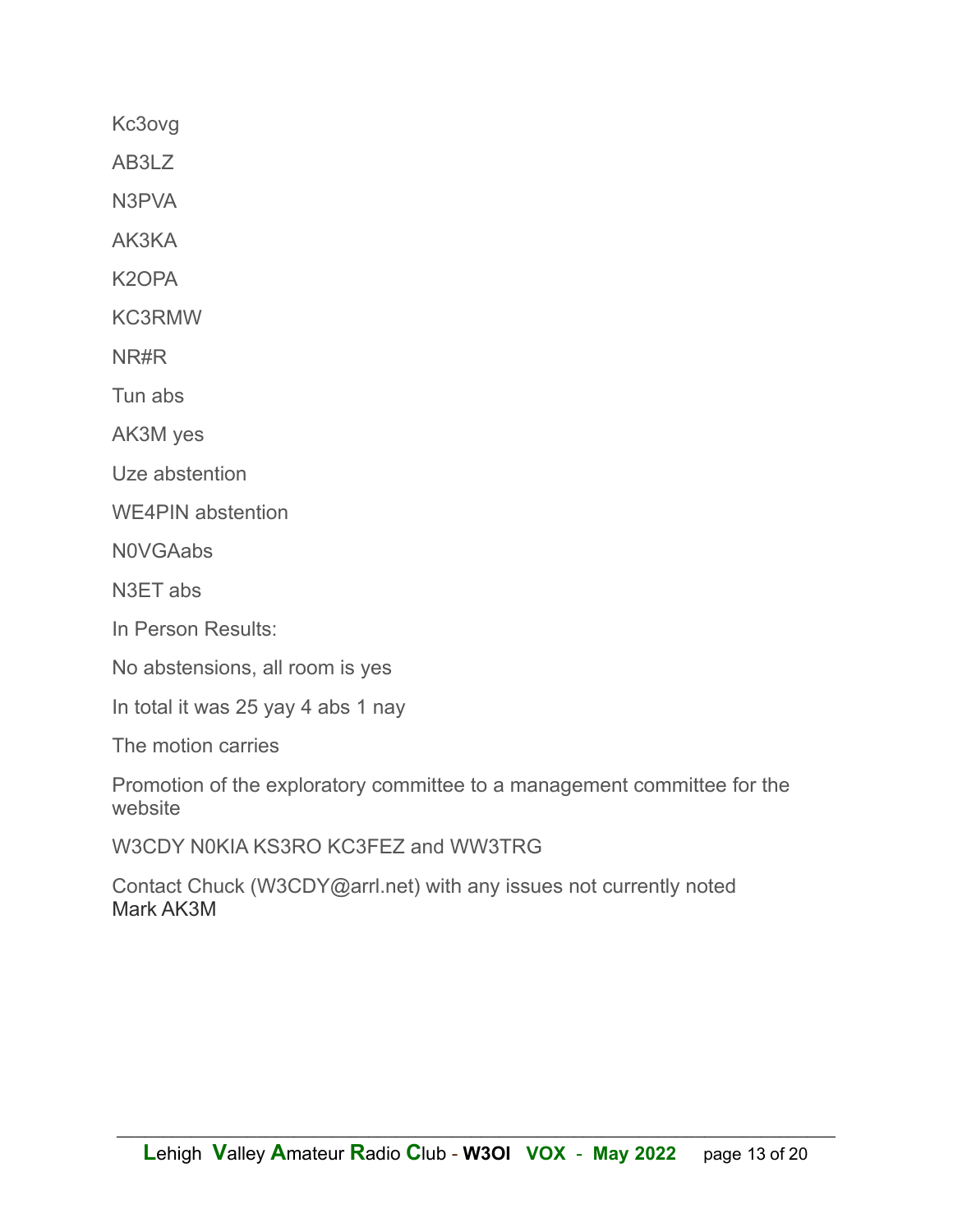Kc3ovg

AB3LZ

N3PVA

AK3KA

K2OPA

KC3RMW

NR#R

Tun abs

AK3M yes

Uze abstention

WE4PIN abstention

N0VGAabs

N3ET abs

In Person Results:

No abstensions, all room is yes

In total it was 25 yay 4 abs 1 nay

The motion carries

Promotion of the exploratory committee to a management committee for the website

W3CDY N0KIA KS3RO KC3FEZ and WW3TRG

Contact Chuck (W3CDY@arrl.net) with any issues not currently noted
Mark AK3M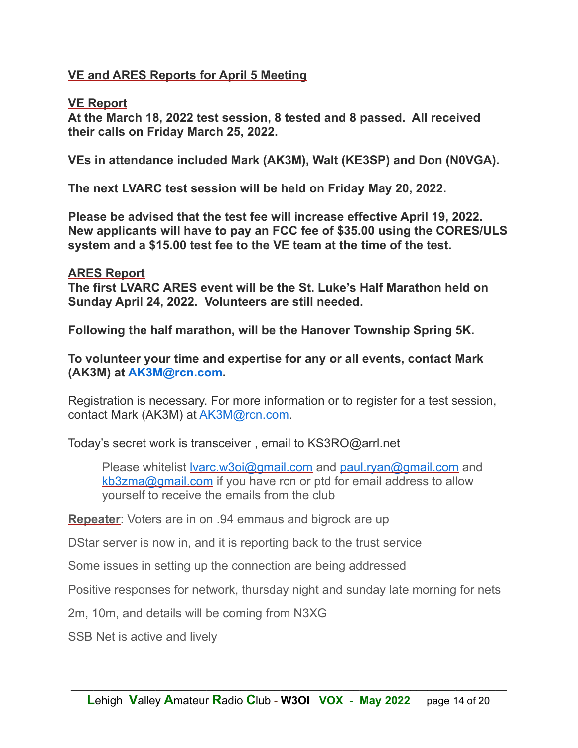## VE and ARES Reports for April 5 Meeting

### VE Report

**At the March 18, 2022 test session, 8 tested and 8 passed. All received their calls on Friday March 25, 2022.**

**VEs in attendance included Mark (AK3M), Walt (KE3SP) and Don (N0VGA).**

**The next LVARC test session will be held on Friday May 20, 2022.**

**Please be advised that the test fee will increase effective April 19, 2022. New applicants will have to pay an FCC fee of $35.00 using the CORES/ULS system and a $15.00 test fee to the VE team at the time of the test.**

### ARES Report

**The first LVARC ARES event will be the St. Luke's Half Marathon held on Sunday April 24, 2022. Volunteers are still needed.**

**Following the half marathon, will be the Hanover Township Spring 5K.**

**To volunteer your time and expertise for any or all events, contact Mark (AK3M) at AK3M@rcn.com.**

Registration is necessary. For more information or to register for a test session, contact Mark (AK3M) at AK3M@rcn.com.

Today's secret work is transceiver , email to KS3RO@arrl.net

> Please whitelist lvarc.w3oi@gmail.com and paul.ryan@gmail.com and kb3zma@gmail.com if you have rcn or ptd for email address to allow yourself to receive the emails from the club

**Repeater**: Voters are in on .94 emmaus and bigrock are up

DStar server is now in, and it is reporting back to the trust service

Some issues in setting up the connection are being addressed

Positive responses for network, thursday night and sunday late morning for nets

2m, 10m, and details will be coming from N3XG

SSB Net is active and lively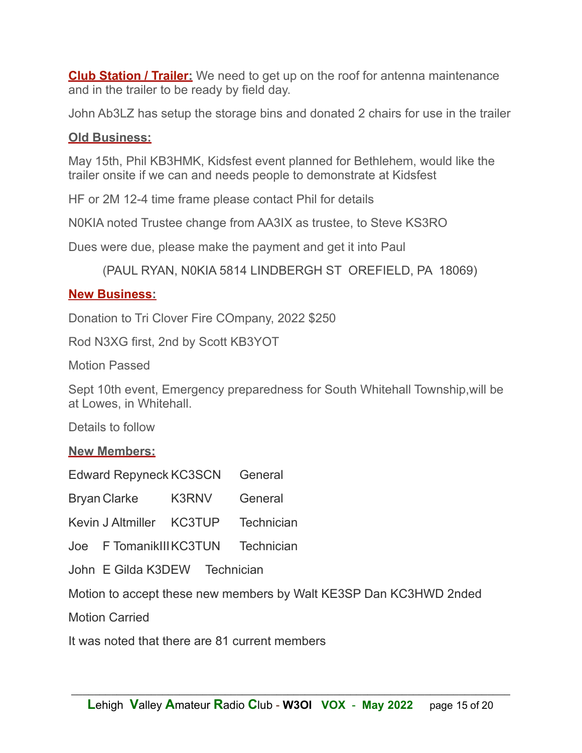**Club Station / Trailer:** We need to get up on the roof for antenna maintenance and in the trailer to be ready by field day.

John Ab3LZ has setup the storage bins and donated 2 chairs for use in the trailer

**Old Business:**

May 15th, Phil KB3HMK, Kidsfest event planned for Bethlehem, would like the trailer onsite if we can and needs people to demonstrate at Kidsfest

HF or 2M 12-4 time frame please contact Phil for details

N0KIA noted Trustee change from AA3IX as trustee, to Steve KS3RO

Dues were due, please make the payment and get it into Paul

(PAUL RYAN, N0KIA 5814 LINDBERGH ST  OREFIELD, PA  18069)

**New Business:**

Donation to Tri Clover Fire COmpany, 2022 $250

Rod N3XG first, 2nd by Scott KB3YOT

Motion Passed

Sept 10th event, Emergency preparedness for South Whitehall Township,will be at Lowes, in Whitehall.

Details to follow

**New Members:**

| | | |
|---|---|---|
| Edward Repyneck | KC3SCN | General |
| Bryan Clarke | K3RNV | General |
| Kevin J Altmiller | KC3TUP | Technician |
| Joe F TomanikIII | KC3TUN | Technician |
| John E Gilda | K3DEW | Technician |

Motion to accept these new members by Walt KE3SP Dan KC3HWD 2nded

Motion Carried

It was noted that there are 81 current members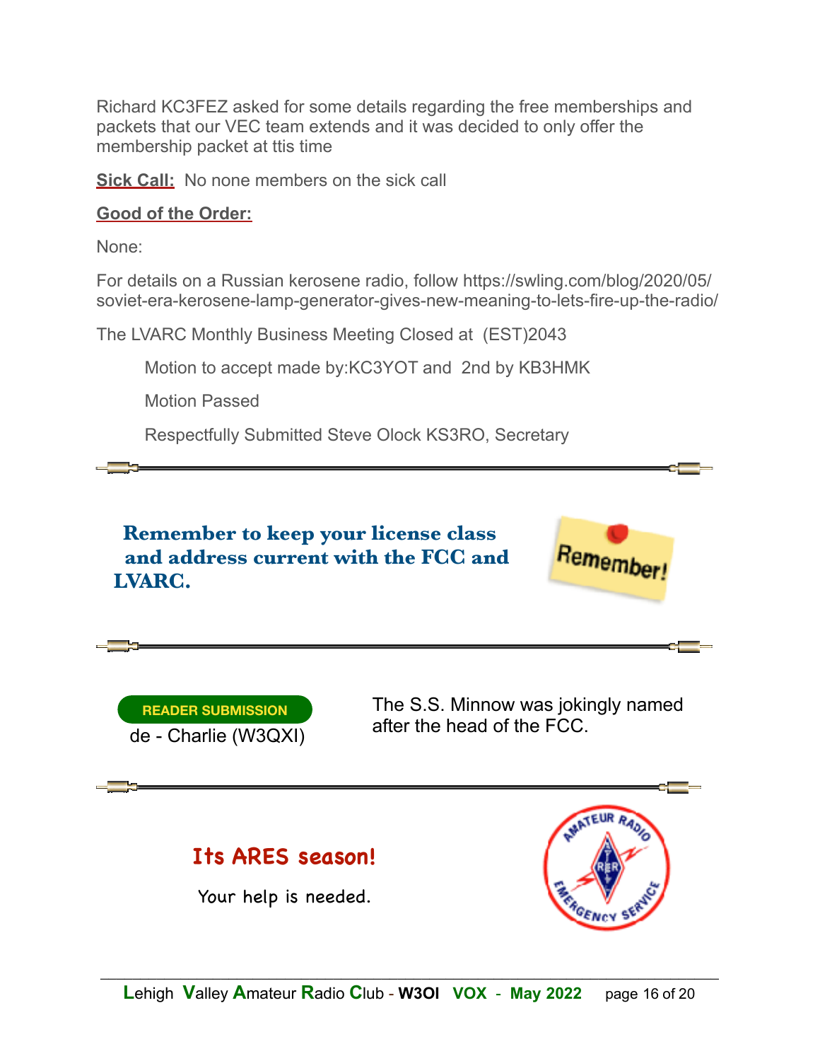Richard KC3FEZ asked for some details regarding the free memberships and packets that our VEC team extends and it was decided to only offer the membership packet at ttis time

**Sick Call:** No none members on the sick call

**Good of the Order:**

None:

For details on a Russian kerosene radio, follow https://swling.com/blog/2020/05/soviet-era-kerosene-lamp-generator-gives-new-meaning-to-lets-fire-up-the-radio/

The LVARC Monthly Business Meeting Closed at (EST)2043

Motion to accept made by:KC3YOT and 2nd by KB3HMK

Motion Passed

Respectfully Submitted Steve Olock KS3RO, Secretary

---

**Remember to keep your license class and address current with the FCC and LVARC.**

Remember!

---

READER SUBMISSION

de - Charlie (W3QXI)

The S.S. Minnow was jokingly named after the head of the FCC.

---

## Its ARES season!

Your help is needed.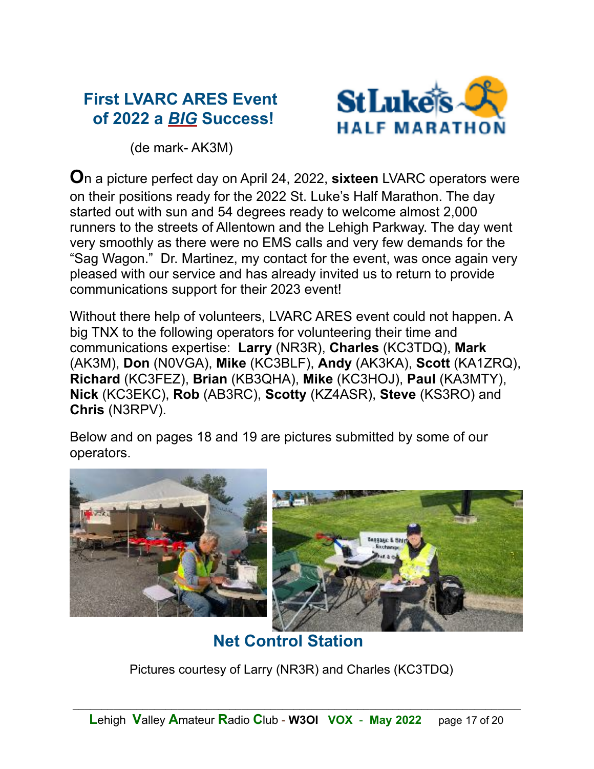# First LVARC ARES Event of 2022 a ***BIG*** Success!

(de mark- AK3M)

On a picture perfect day on April 24, 2022, **sixteen** LVARC operators were on their positions ready for the 2022 St. Luke's Half Marathon. The day started out with sun and 54 degrees ready to welcome almost 2,000 runners to the streets of Allentown and the Lehigh Parkway. The day went very smoothly as there were no EMS calls and very few demands for the "Sag Wagon." Dr. Martinez, my contact for the event, was once again very pleased with our service and has already invited us to return to provide communications support for their 2023 event!

Without there help of volunteers, LVARC ARES event could not happen. A big TNX to the following operators for volunteering their time and communications expertise: **Larry** (NR3R), **Charles** (KC3TDQ), **Mark** (AK3M), **Don** (N0VGA), **Mike** (KC3BLF), **Andy** (AK3KA), **Scott** (KA1ZRQ), **Richard** (KC3FEZ), **Brian** (KB3QHA), **Mike** (KC3HOJ), **Paul** (KA3MTY), **Nick** (KC3EKC), **Rob** (AB3RC), **Scotty** (KZ4ASR), **Steve** (KS3RO) and **Chris** (N3RPV).

Below and on pages 18 and 19 are pictures submitted by some of our operators.

## Net Control Station

Pictures courtesy of Larry (NR3R) and Charles (KC3TDQ)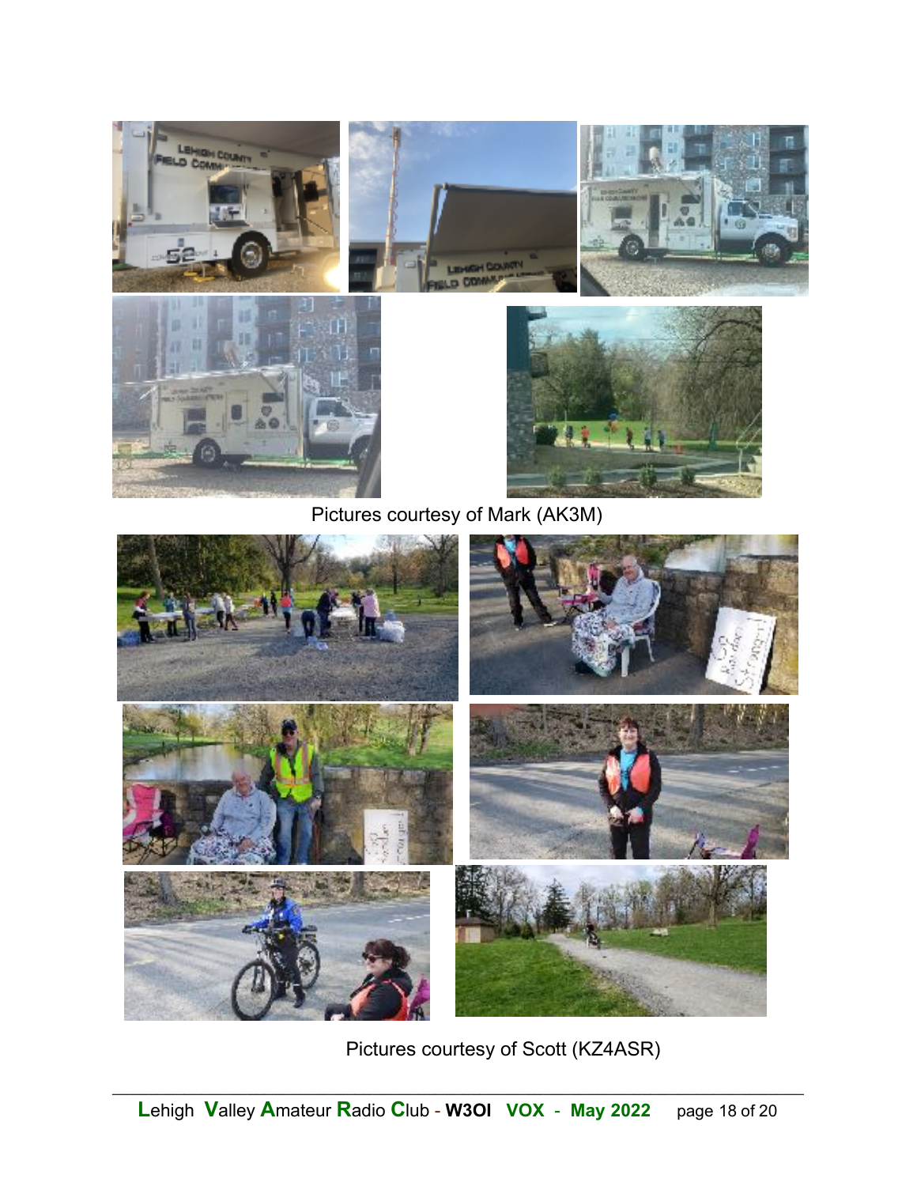Pictures courtesy of Mark (AK3M)

Pictures courtesy of Scott (KZ4ASR)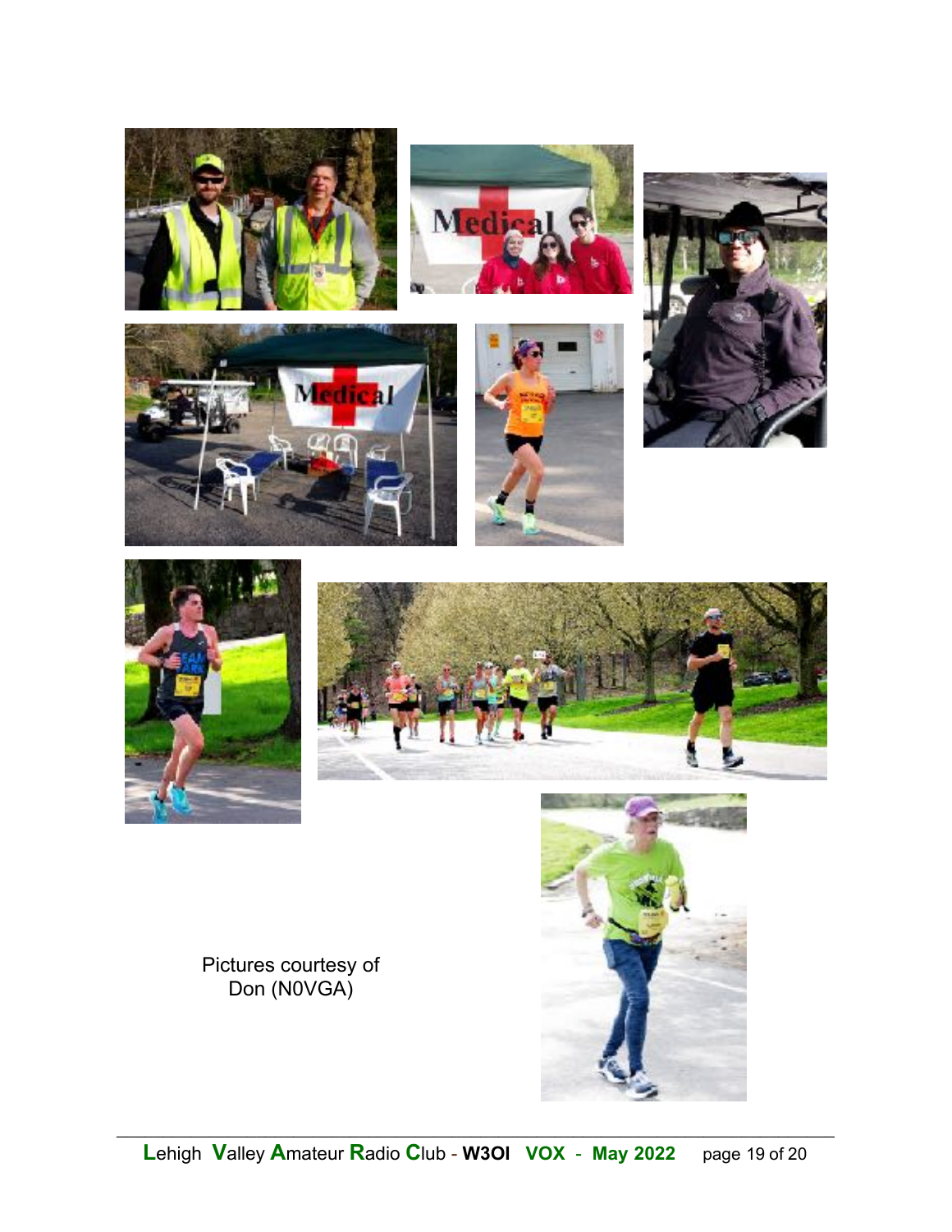Pictures courtesy of
Don (N0VGA)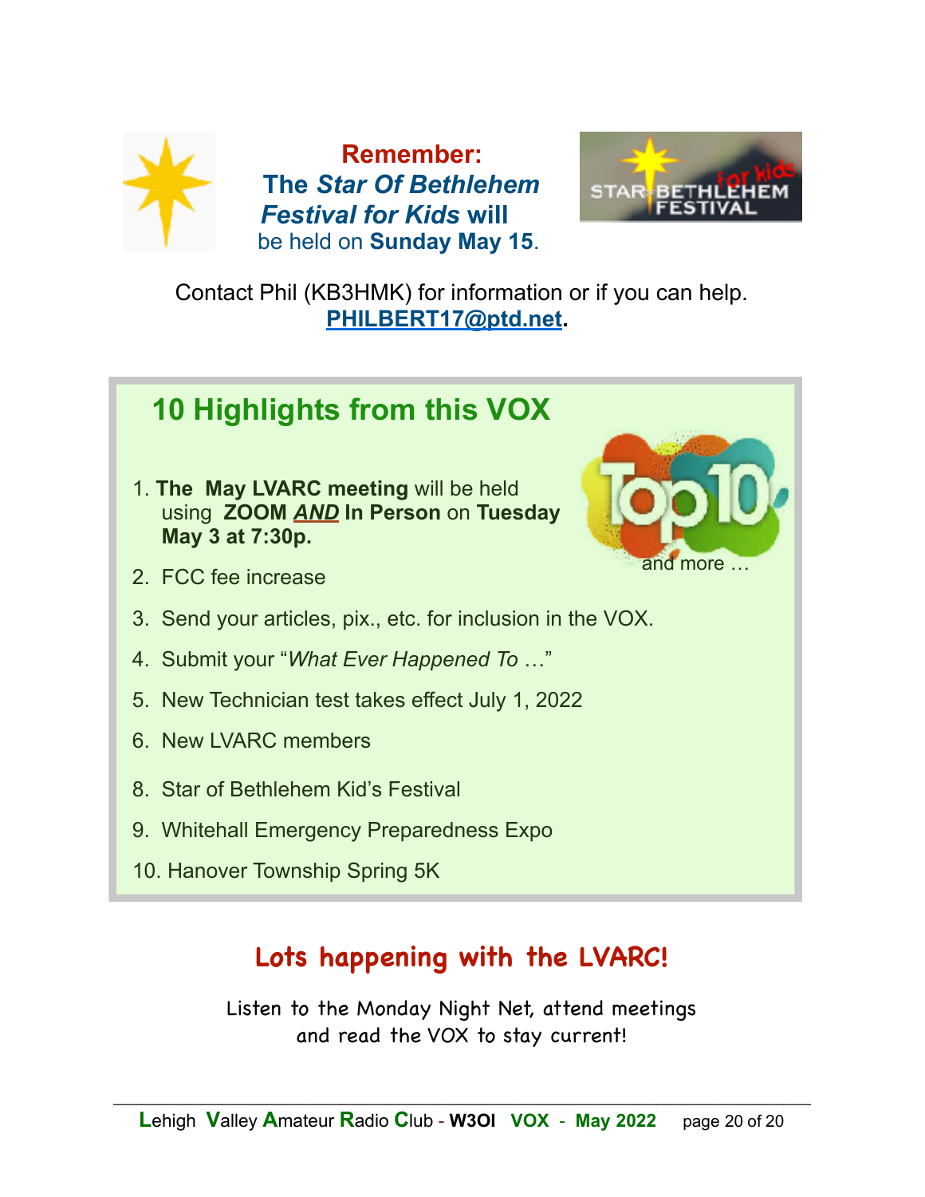**Remember:**
**The *Star Of Bethlehem Festival for Kids* will be held on Sunday May 15.**

Contact Phil (KB3HMK) for information or if you can help.
**PHILBERT17@ptd.net.**

## 10 Highlights from this VOX

and more …

1. **The May LVARC meeting** will be held using **ZOOM *AND* In Person** on **Tuesday May 3 at 7:30p.**
2. FCC fee increase
3. Send your articles, pix., etc. for inclusion in the VOX.
4. Submit your "*What Ever Happened To* …"
5. New Technician test takes effect July 1, 2022
6. New LVARC members

8. Star of Bethlehem Kid's Festival
9. Whitehall Emergency Preparedness Expo
10. Hanover Township Spring 5K

## Lots happening with the LVARC!

Listen to the Monday Night Net, attend meetings and read the VOX to stay current!